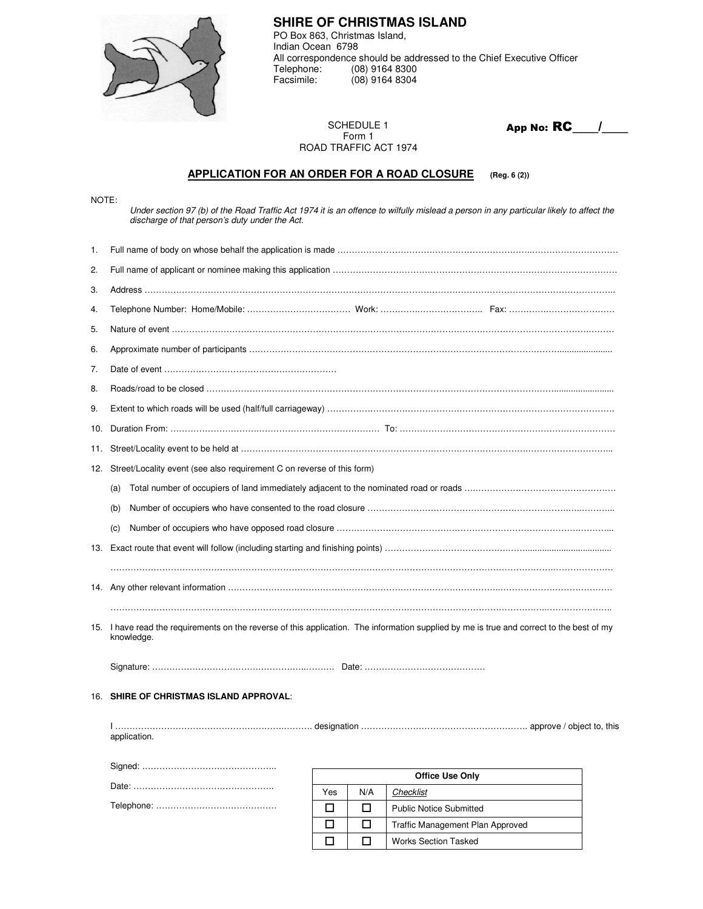# SHIRE OF CHRISTMAS ISLAND

PO Box 863, Christmas Island,
Indian Ocean 6798
All correspondence should be addressed to the Chief Executive Officer
Telephone: (08) 9164 8300
Facsimile: (08) 9164 8304

SCHEDULE 1
Form 1
ROAD TRAFFIC ACT 1974

**App No: RC____/____**

## APPLICATION FOR AN ORDER FOR A ROAD CLOSURE (Reg. 6 (2))

NOTE:

*Under section 97 (b) of the Road Traffic Act 1974 it is an offence to wilfully mislead a person in any particular likely to affect the discharge of that person's duty under the Act.*

1. Full name of body on whose behalf the application is made ……………………………………………………………………………………
2. Full name of applicant or nominee making this application ……………………………………………………………………………………
3. Address ……………………………………………………………………………………………………………………………………………
4. Telephone Number: Home/Mobile: ……………………………… Work: …………………………….. Fax: ………………………………
5. Nature of event ……………………………………………………………………………………………………………………………………
6. Approximate number of participants ……………………………………………………………………………………………………………
7. Date of event ……………………………………………………
8. Roads/road to be closed ……………………………………………………………………………………………………………………………
9. Extent to which roads will be used (half/full carriageway) ……………………………………………………………………………………
10. Duration From: ……………………………………………………………… To: ………………………………………………………………
11. Street/Locality event to be held at ………………………………………………………………………………………………………………
12. Street/Locality event (see also requirement C on reverse of this form)
    (a) Total number of occupiers of land immediately adjacent to the nominated road or roads ………………………………………………
    (b) Number of occupiers who have consented to the road closure ……………………………………………………………………………
    (c) Number of occupiers who have opposed road closure ……………………………………………………………………………………
13. Exact route that event will follow (including starting and finishing points) ………………………………………………………………
    ……………………………………………………………………………………………………………………………………………………
14. Any other relevant information ……………………………………………………………………………………………………………………
    ……………………………………………………………………………………………………………………………………………………
15. I have read the requirements on the reverse of this application. The information supplied by me is true and correct to the best of my knowledge.

    Signature: ……………………………………………………… Date: ……………………………………

16. **SHIRE OF CHRISTMAS ISLAND APPROVAL**:

    I ………………………………………………………… designation …………………………………………………. approve / object to, this application.

    Signed: ………………………………………..

    Date: ………………………………………….

    Telephone: ……………………………………

| Office Use Only | | |
|---|---|---|
| Yes | N/A | *Checklist* |
| ☐ | ☐ | Public Notice Submitted |
| ☐ | ☐ | Traffic Management Plan Approved |
| ☐ | ☐ | Works Section Tasked |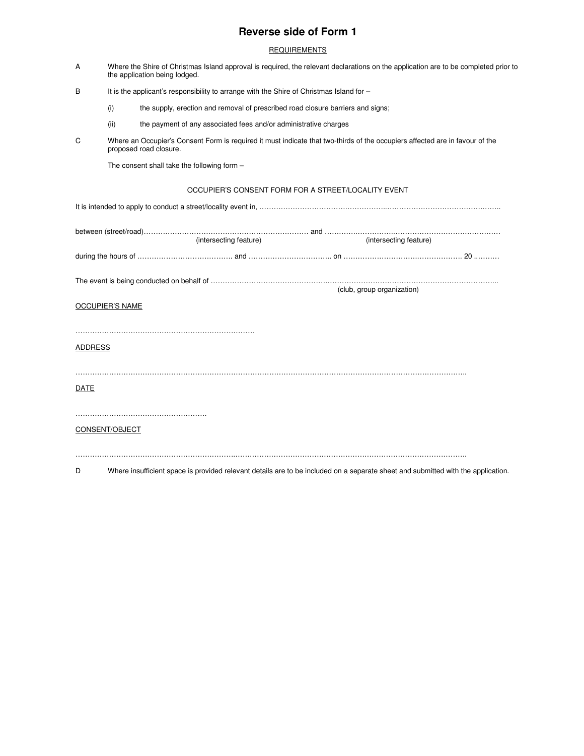# Reverse side of Form 1

REQUIREMENTS

A Where the Shire of Christmas Island approval is required, the relevant declarations on the application are to be completed prior to the application being lodged.

B It is the applicant's responsibility to arrange with the Shire of Christmas Island for –

(i) the supply, erection and removal of prescribed road closure barriers and signs;

(ii) the payment of any associated fees and/or administrative charges

C Where an Occupier's Consent Form is required it must indicate that two-thirds of the occupiers affected are in favour of the proposed road closure.

The consent shall take the following form –

OCCUPIER'S CONSENT FORM FOR A STREET/LOCALITY EVENT

It is intended to apply to conduct a street/locality event in, ……………………………………………………………………………………………

between (street/road)…………………………………………………………… and ……………………………………………………………………
(intersecting feature) (intersecting feature)

during the hours of …………………………………. and …………………………….. on …………………………………………. 20 ……….

The event is being conducted on behalf of ………………………………………………………………………………………………………...
(club, group organization)

OCCUPIER'S NAME

…………………………………………………………………

ADDRESS

……………………………………………………………………………………………………………………………………………………..

DATE

……………………………………………….

CONSENT/OBJECT

……………………………………………………………………………………………………………………………………………………..

D Where insufficient space is provided relevant details are to be included on a separate sheet and submitted with the application.